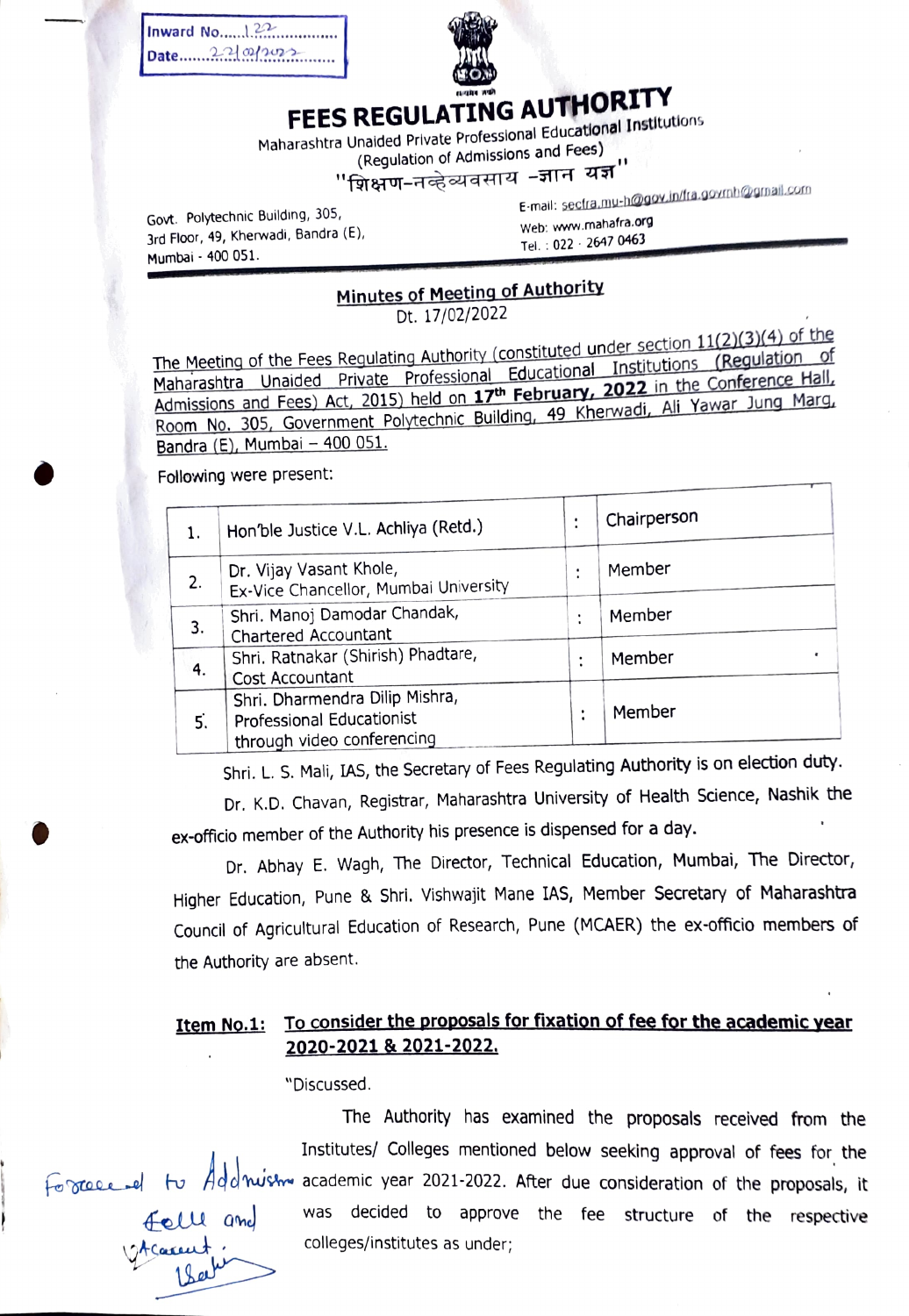Inward No......122.............
Date.......22/02/2022..........

# FEES REGULATING AUTHORITY

Maharashtra Unaided Private Professional Educational Institutions
(Regulation of Admissions and Fees)

"शिक्षण-नव्हे व्यवसाय -ज्ञान यज्ञ"

Govt. Polytechnic Building, 305,
3rd Floor, 49, Kherwadi, Bandra (E),
Mumbai - 400 051.

E-mail: secfra.mu-h@gov.in/fra.govmh@gmail.com
Web: www.mahafra.org
Tel. : 022 - 2647 0463

## Minutes of Meeting of Authority

Dt. 17/02/2022

The Meeting of the Fees Regulating Authority (constituted under section 11(2)(3)(4) of the Maharashtra Unaided Private Professional Educational Institutions (Regulation of Admissions and Fees) Act, 2015) held on **17th February, 2022** in the Conference Hall, Room No. 305, Government Polytechnic Building, 49 Kherwadi, Ali Yawar Jung Marg, Bandra (E), Mumbai – 400 051.

Following were present:

| | | | |
|---|---|---|---|
| 1. | Hon'ble Justice V.L. Achliya (Retd.) | : | Chairperson |
| 2. | Dr. Vijay Vasant Khole, Ex-Vice Chancellor, Mumbai University | : | Member |
| 3. | Shri. Manoj Damodar Chandak, Chartered Accountant | : | Member |
| 4. | Shri. Ratnakar (Shirish) Phadtare, Cost Accountant | : | Member |
| 5. | Shri. Dharmendra Dilip Mishra, Professional Educationist through video conferencing | : | Member |

Shri. L. S. Mali, IAS, the Secretary of Fees Regulating Authority is on election duty.

Dr. K.D. Chavan, Registrar, Maharashtra University of Health Science, Nashik the ex-officio member of the Authority his presence is dispensed for a day.

Dr. Abhay E. Wagh, The Director, Technical Education, Mumbai, The Director, Higher Education, Pune & Shri. Vishwajit Mane IAS, Member Secretary of Maharashtra Council of Agricultural Education of Research, Pune (MCAER) the ex-officio members of the Authority are absent.

**Item No.1:** To consider the proposals for fixation of fee for the academic year 2020-2021 & 2021-2022.

"Discussed.

The Authority has examined the proposals received from the Institutes/ Colleges mentioned below seeking approval of fees for the academic year 2021-2022. After due consideration of the proposals, it was decided to approve the fee structure of the respective colleges/institutes as under;

Forwarded to Admission Cell and Account. [signature]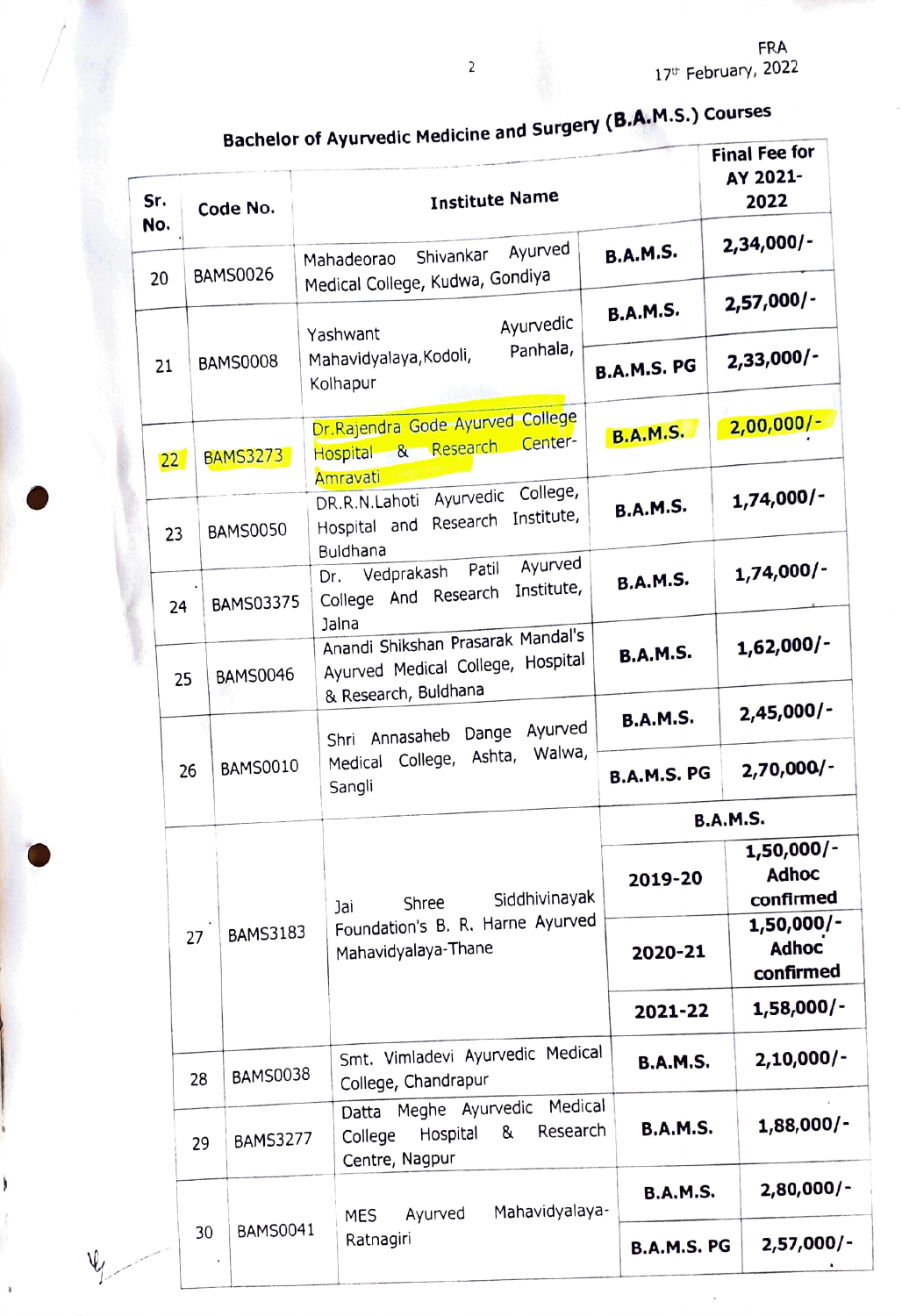FRA
17th February, 2022

## Bachelor of Ayurvedic Medicine and Surgery (B.A.M.S.) Courses

| Sr. No. | Code No. | Institute Name | | Final Fee for AY 2021-2022 |
|---|---|---|---|---|
| 20 | BAMS0026 | Mahadeorao Shivankar Ayurved Medical College, Kudwa, Gondiya | B.A.M.S. | 2,34,000/- |
| 21 | BAMS0008 | Yashwant Ayurvedic Mahavidyalaya, Kodoli, Panhala, Kolhapur | B.A.M.S. | 2,57,000/- |
| | | | B.A.M.S. PG | 2,33,000/- |
| 22 | BAMS3273 | Dr.Rajendra Gode Ayurved College Hospital & Research Center-Amravati | B.A.M.S. | 2,00,000/- |
| 23 | BAMS0050 | DR.R.N.Lahoti Ayurvedic College, Hospital and Research Institute, Buldhana | B.A.M.S. | 1,74,000/- |
| 24 | BAMS03375 | Dr. Vedprakash Patil Ayurved College And Research Institute, Jalna | B.A.M.S. | 1,74,000/- |
| 25 | BAMS0046 | Anandi Shikshan Prasarak Mandal's Ayurved Medical College, Hospital & Research, Buldhana | B.A.M.S. | 1,62,000/- |
| 26 | BAMS0010 | Shri Annasaheb Dange Ayurved Medical College, Ashta, Walwa, Sangli | B.A.M.S. | 2,45,000/- |
| | | | B.A.M.S. PG | 2,70,000/- |
| 27 | BAMS3183 | Jai Shree Siddhivinayak Foundation's B. R. Harne Ayurved Mahavidyalaya-Thane | B.A.M.S. | |
| | | | 2019-20 | 1,50,000/- Adhoc confirmed |
| | | | 2020-21 | 1,50,000/- Adhoc confirmed |
| | | | 2021-22 | 1,58,000/- |
| 28 | BAMS0038 | Smt. Vimladevi Ayurvedic Medical College, Chandrapur | B.A.M.S. | 2,10,000/- |
| 29 | BAMS3277 | Datta Meghe Ayurvedic Medical College Hospital & Research Centre, Nagpur | B.A.M.S. | 1,88,000/- |
| 30 | BAMS0041 | MES Ayurved Mahavidyalaya-Ratnagiri | B.A.M.S. | 2,80,000/- |
| | | | B.A.M.S. PG | 2,57,000/- |